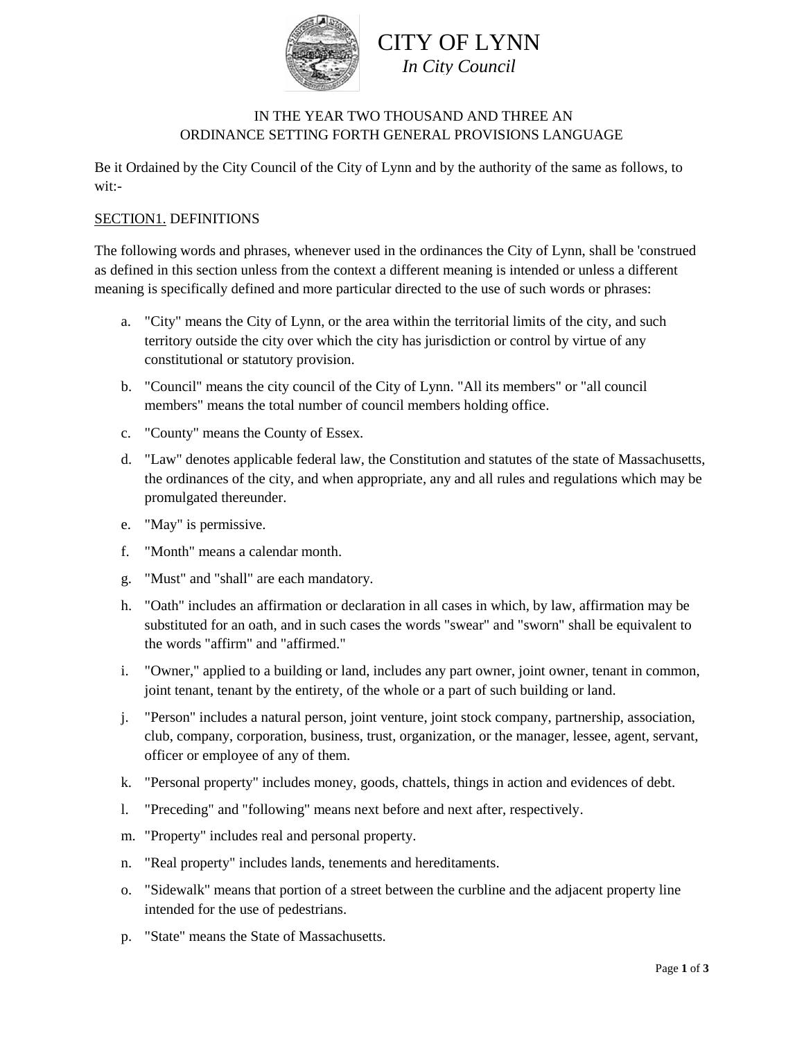# CITY OF LYNN

*In City Council*

IN THE YEAR TWO THOUSAND AND THREE AN
ORDINANCE SETTING FORTH GENERAL PROVISIONS LANGUAGE

Be it Ordained by the City Council of the City of Lynn and by the authority of the same as follows, to wit:-

SECTION1. DEFINITIONS

The following words and phrases, whenever used in the ordinances the City of Lynn, shall be 'construed as defined in this section unless from the context a different meaning is intended or unless a different meaning is specifically defined and more particular directed to the use of such words or phrases:

a. "City" means the City of Lynn, or the area within the territorial limits of the city, and such territory outside the city over which the city has jurisdiction or control by virtue of any constitutional or statutory provision.
b. "Council" means the city council of the City of Lynn. "All its members" or "all council members" means the total number of council members holding office.
c. "County" means the County of Essex.
d. "Law" denotes applicable federal law, the Constitution and statutes of the state of Massachusetts, the ordinances of the city, and when appropriate, any and all rules and regulations which may be promulgated thereunder.
e. "May" is permissive.
f. "Month" means a calendar month.
g. "Must" and "shall" are each mandatory.
h. "Oath" includes an affirmation or declaration in all cases in which, by law, affirmation may be substituted for an oath, and in such cases the words "swear" and "sworn" shall be equivalent to the words "affirm" and "affirmed."
i. "Owner," applied to a building or land, includes any part owner, joint owner, tenant in common, joint tenant, tenant by the entirety, of the whole or a part of such building or land.
j. "Person" includes a natural person, joint venture, joint stock company, partnership, association, club, company, corporation, business, trust, organization, or the manager, lessee, agent, servant, officer or employee of any of them.
k. "Personal property" includes money, goods, chattels, things in action and evidences of debt.
l. "Preceding" and "following" means next before and next after, respectively.
m. "Property" includes real and personal property.
n. "Real property" includes lands, tenements and hereditaments.
o. "Sidewalk" means that portion of a street between the curbline and the adjacent property line intended for the use of pedestrians.
p. "State" means the State of Massachusetts.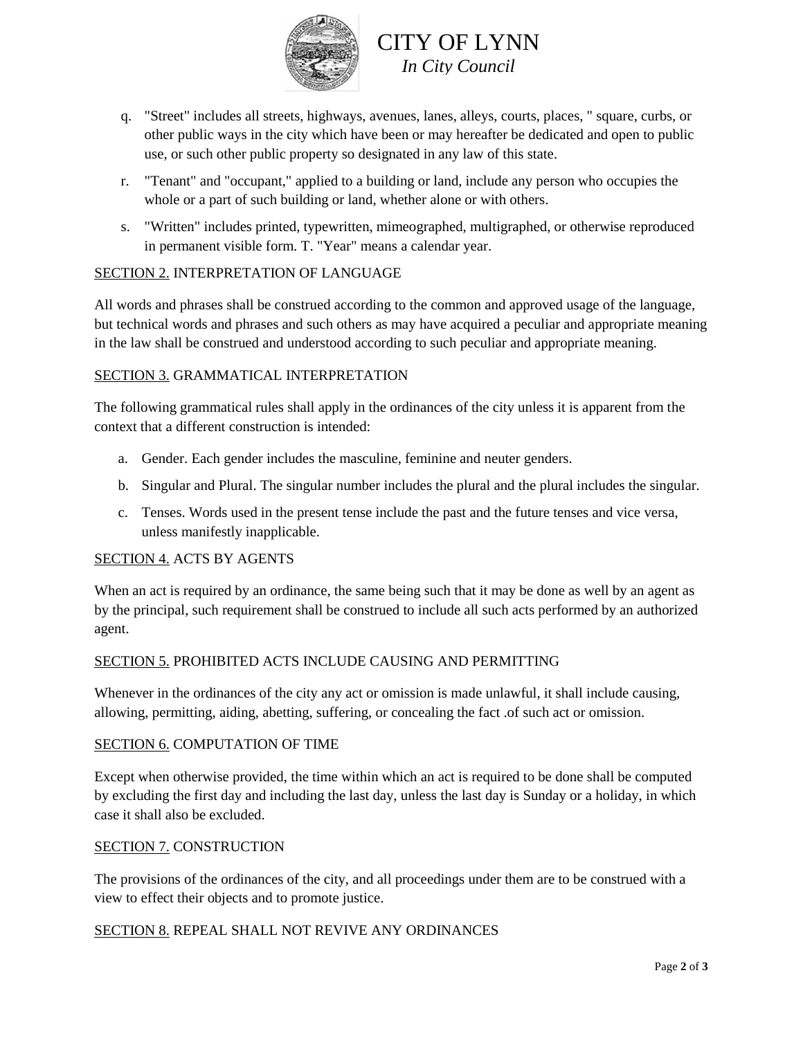q. "Street" includes all streets, highways, avenues, lanes, alleys, courts, places, " square, curbs, or other public ways in the city which have been or may hereafter be dedicated and open to public use, or such other public property so designated in any law of this state.

r. "Tenant" and "occupant," applied to a building or land, include any person who occupies the whole or a part of such building or land, whether alone or with others.

s. "Written" includes printed, typewritten, mimeographed, multigraphed, or otherwise reproduced in permanent visible form. T. "Year" means a calendar year.

SECTION 2. INTERPRETATION OF LANGUAGE

All words and phrases shall be construed according to the common and approved usage of the language, but technical words and phrases and such others as may have acquired a peculiar and appropriate meaning in the law shall be construed and understood according to such peculiar and appropriate meaning.

SECTION 3. GRAMMATICAL INTERPRETATION

The following grammatical rules shall apply in the ordinances of the city unless it is apparent from the context that a different construction is intended:

a. Gender. Each gender includes the masculine, feminine and neuter genders.

b. Singular and Plural. The singular number includes the plural and the plural includes the singular.

c. Tenses. Words used in the present tense include the past and the future tenses and vice versa, unless manifestly inapplicable.

SECTION 4. ACTS BY AGENTS

When an act is required by an ordinance, the same being such that it may be done as well by an agent as by the principal, such requirement shall be construed to include all such acts performed by an authorized agent.

SECTION 5. PROHIBITED ACTS INCLUDE CAUSING AND PERMITTING

Whenever in the ordinances of the city any act or omission is made unlawful, it shall include causing, allowing, permitting, aiding, abetting, suffering, or concealing the fact .of such act or omission.

SECTION 6. COMPUTATION OF TIME

Except when otherwise provided, the time within which an act is required to be done shall be computed by excluding the first day and including the last day, unless the last day is Sunday or a holiday, in which case it shall also be excluded.

SECTION 7. CONSTRUCTION

The provisions of the ordinances of the city, and all proceedings under them are to be construed with a view to effect their objects and to promote justice.

SECTION 8. REPEAL SHALL NOT REVIVE ANY ORDINANCES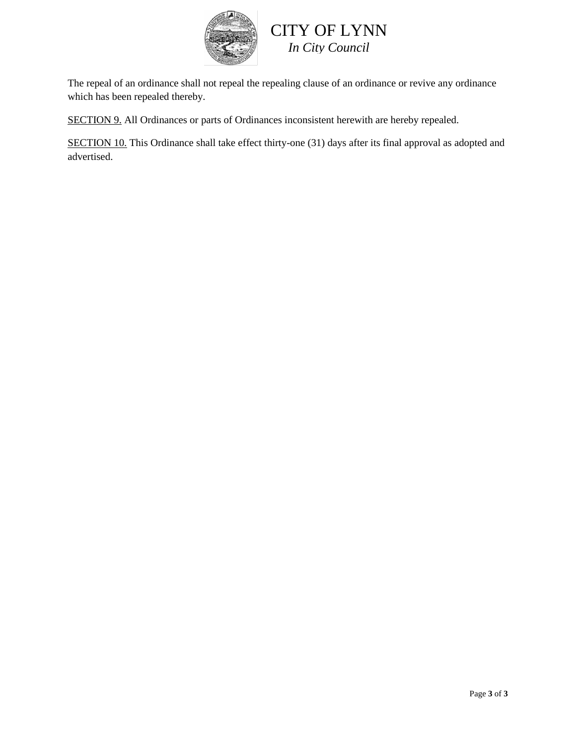The repeal of an ordinance shall not repeal the repealing clause of an ordinance or revive any ordinance which has been repealed thereby.

SECTION 9. All Ordinances or parts of Ordinances inconsistent herewith are hereby repealed.

SECTION 10. This Ordinance shall take effect thirty-one (31) days after its final approval as adopted and advertised.